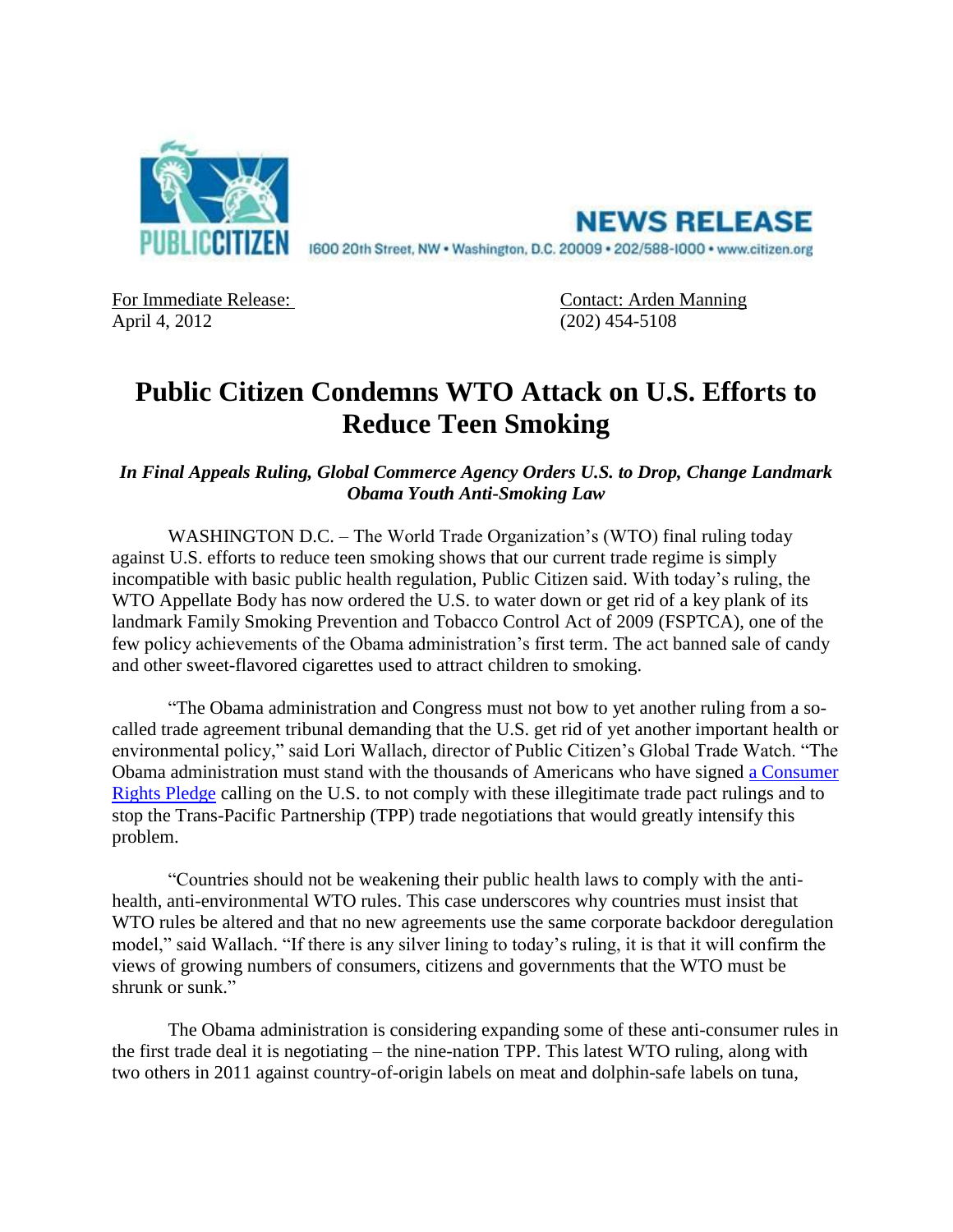PUBLIC CITIZEN

**NEWS RELEASE**

1600 20th Street, NW • Washington, D.C. 20009 • 202/588-1000 • www.citizen.org

For Immediate Release:
April 4, 2012

Contact: Arden Manning
(202) 454-5108

# Public Citizen Condemns WTO Attack on U.S. Efforts to Reduce Teen Smoking

***In Final Appeals Ruling, Global Commerce Agency Orders U.S. to Drop, Change Landmark Obama Youth Anti-Smoking Law***

WASHINGTON D.C. – The World Trade Organization's (WTO) final ruling today against U.S. efforts to reduce teen smoking shows that our current trade regime is simply incompatible with basic public health regulation, Public Citizen said. With today's ruling, the WTO Appellate Body has now ordered the U.S. to water down or get rid of a key plank of its landmark Family Smoking Prevention and Tobacco Control Act of 2009 (FSPTCA), one of the few policy achievements of the Obama administration's first term. The act banned sale of candy and other sweet-flavored cigarettes used to attract children to smoking.

"The Obama administration and Congress must not bow to yet another ruling from a so-called trade agreement tribunal demanding that the U.S. get rid of yet another important health or environmental policy," said Lori Wallach, director of Public Citizen's Global Trade Watch. "The Obama administration must stand with the thousands of Americans who have signed a Consumer Rights Pledge calling on the U.S. to not comply with these illegitimate trade pact rulings and to stop the Trans-Pacific Partnership (TPP) trade negotiations that would greatly intensify this problem.

"Countries should not be weakening their public health laws to comply with the anti-health, anti-environmental WTO rules. This case underscores why countries must insist that WTO rules be altered and that no new agreements use the same corporate backdoor deregulation model," said Wallach. "If there is any silver lining to today's ruling, it is that it will confirm the views of growing numbers of consumers, citizens and governments that the WTO must be shrunk or sunk."

The Obama administration is considering expanding some of these anti-consumer rules in the first trade deal it is negotiating – the nine-nation TPP. This latest WTO ruling, along with two others in 2011 against country-of-origin labels on meat and dolphin-safe labels on tuna,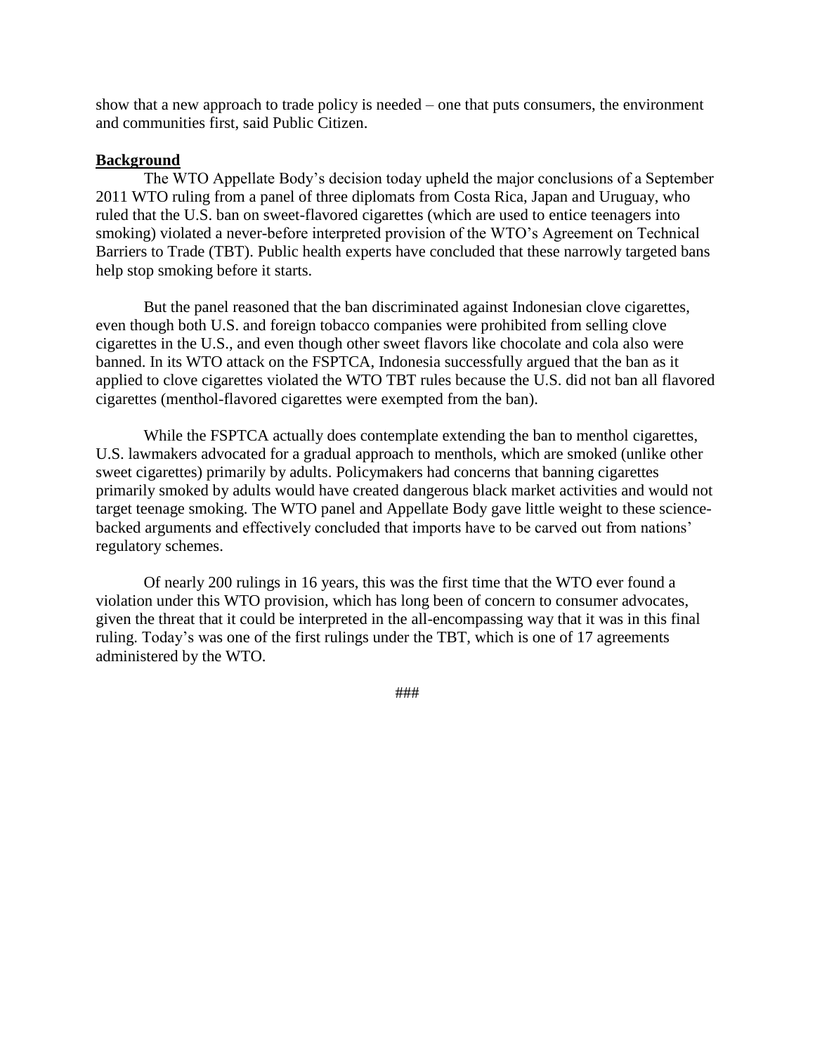show that a new approach to trade policy is needed – one that puts consumers, the environment and communities first, said Public Citizen.

**Background**

The WTO Appellate Body's decision today upheld the major conclusions of a September 2011 WTO ruling from a panel of three diplomats from Costa Rica, Japan and Uruguay, who ruled that the U.S. ban on sweet-flavored cigarettes (which are used to entice teenagers into smoking) violated a never-before interpreted provision of the WTO's Agreement on Technical Barriers to Trade (TBT). Public health experts have concluded that these narrowly targeted bans help stop smoking before it starts.

But the panel reasoned that the ban discriminated against Indonesian clove cigarettes, even though both U.S. and foreign tobacco companies were prohibited from selling clove cigarettes in the U.S., and even though other sweet flavors like chocolate and cola also were banned. In its WTO attack on the FSPTCA, Indonesia successfully argued that the ban as it applied to clove cigarettes violated the WTO TBT rules because the U.S. did not ban all flavored cigarettes (menthol-flavored cigarettes were exempted from the ban).

While the FSPTCA actually does contemplate extending the ban to menthol cigarettes, U.S. lawmakers advocated for a gradual approach to menthols, which are smoked (unlike other sweet cigarettes) primarily by adults. Policymakers had concerns that banning cigarettes primarily smoked by adults would have created dangerous black market activities and would not target teenage smoking. The WTO panel and Appellate Body gave little weight to these science-backed arguments and effectively concluded that imports have to be carved out from nations' regulatory schemes.

Of nearly 200 rulings in 16 years, this was the first time that the WTO ever found a violation under this WTO provision, which has long been of concern to consumer advocates, given the threat that it could be interpreted in the all-encompassing way that it was in this final ruling. Today's was one of the first rulings under the TBT, which is one of 17 agreements administered by the WTO.

###